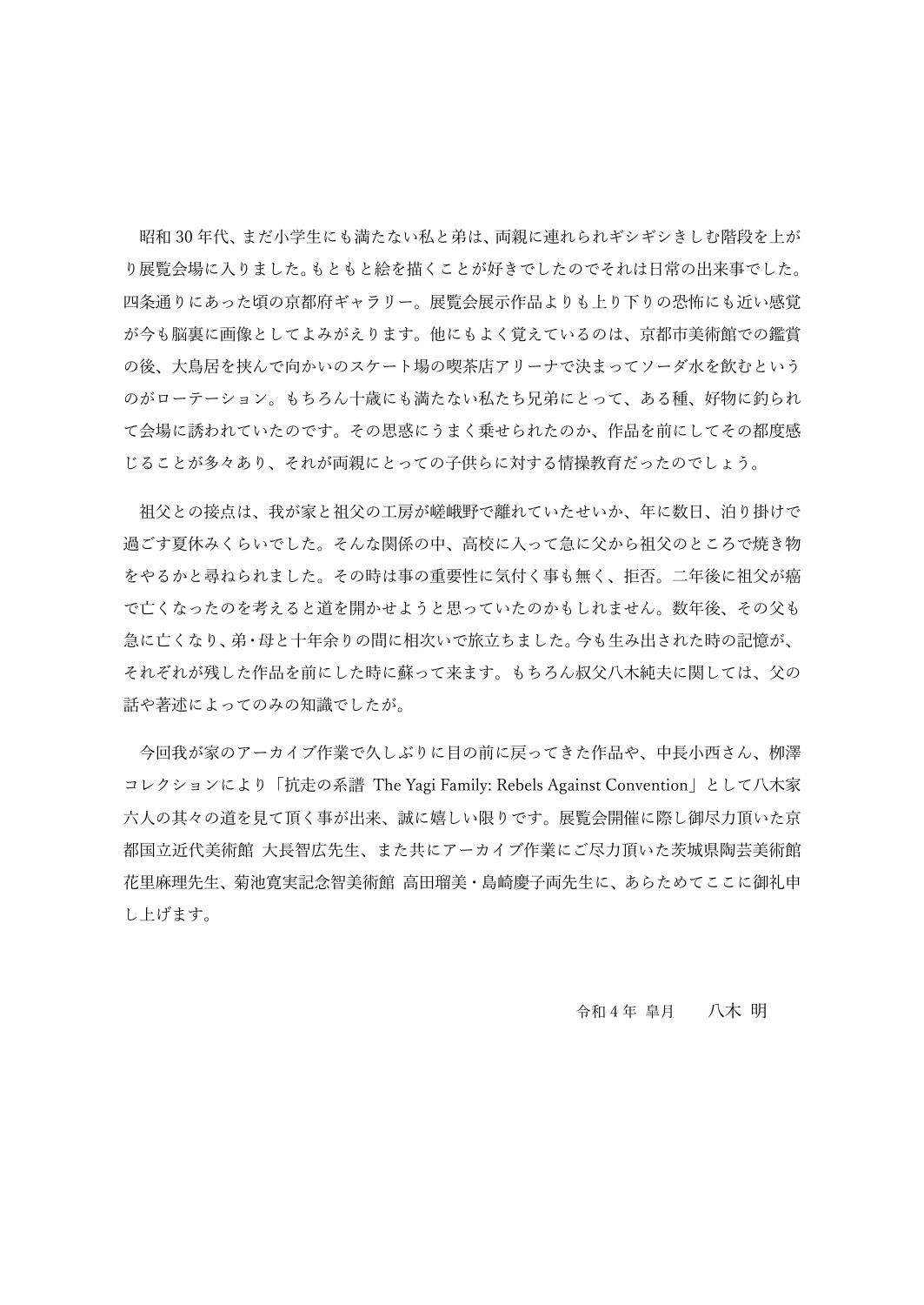昭和 30 年代、まだ小学生にも満たない私と弟は、両親に連れられギシギシきしむ階段を上がり展覧会場に入りました。もともと絵を描くことが好きでしたのでそれは日常の出来事でした。四条通りにあった頃の京都府ギャラリー。展覧会展示作品よりも上り下りの恐怖にも近い感覚が今も脳裏に画像としてよみがえります。他にもよく覚えているのは、京都市美術館での鑑賞の後、大鳥居を挟んで向かいのスケート場の喫茶店アリーナで決まってソーダ水を飲むというのがローテーション。もちろん十歳にも満たない私たち兄弟にとって、ある種、好物に釣られて会場に誘われていたのです。その思惑にうまく乗せられたのか、作品を前にしてその都度感じることが多々あり、それが両親にとっての子供らに対する情操教育だったのでしょう。

祖父との接点は、我が家と祖父の工房が嵯峨野で離れていたせいか、年に数日、泊り掛けで過ごす夏休みくらいでした。そんな関係の中、高校に入って急に父から祖父のところで焼き物をやるかと尋ねられました。その時は事の重要性に気付く事も無く、拒否。二年後に祖父が癌で亡くなったのを考えると道を開かせようと思っていたのかもしれません。数年後、その父も急に亡くなり、弟・母と十年余りの間に相次いで旅立ちました。今も生み出された時の記憶が、それぞれが残した作品を前にした時に蘇って来ます。もちろん叔父八木純夫に関しては、父の話や著述によってのみの知識でしたが。

今回我が家のアーカイブ作業で久しぶりに目の前に戻ってきた作品や、中長小西さん、柳澤コレクションにより「抗走の系譜 The Yagi Family: Rebels Against Convention」として八木家六人の其々の道を見て頂く事が出来、誠に嬉しい限りです。展覧会開催に際し御尽力頂いた京都国立近代美術館 大長智広先生、また共にアーカイブ作業にご尽力頂いた茨城県陶芸美術館 花里麻理先生、菊池寛実記念智美術館 高田瑠美・島崎慶子両先生に、あらためてここに御礼申し上げます。

令和 4 年 皐月　　八木 明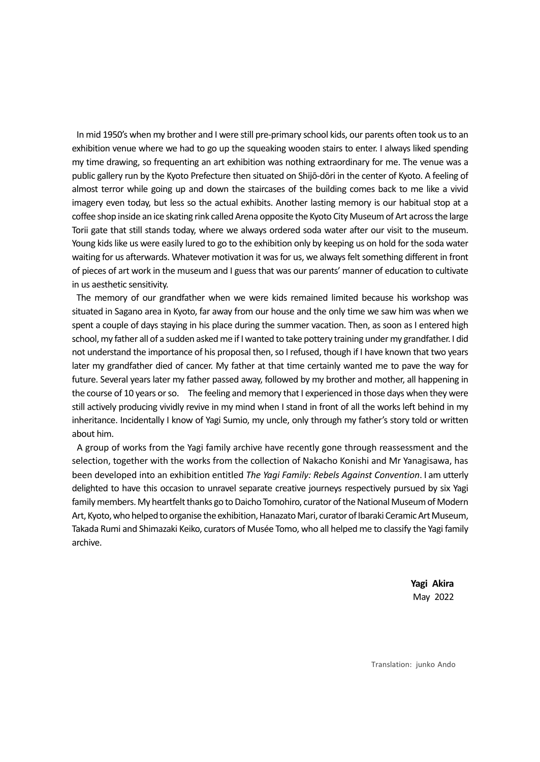In mid 1950's when my brother and I were still pre-primary school kids, our parents often took us to an exhibition venue where we had to go up the squeaking wooden stairs to enter. I always liked spending my time drawing, so frequenting an art exhibition was nothing extraordinary for me. The venue was a public gallery run by the Kyoto Prefecture then situated on Shijō-dōri in the center of Kyoto. A feeling of almost terror while going up and down the staircases of the building comes back to me like a vivid imagery even today, but less so the actual exhibits. Another lasting memory is our habitual stop at a coffee shop inside an ice skating rink called Arena opposite the Kyoto City Museum of Art across the large Torii gate that still stands today, where we always ordered soda water after our visit to the museum. Young kids like us were easily lured to go to the exhibition only by keeping us on hold for the soda water waiting for us afterwards. Whatever motivation it was for us, we always felt something different in front of pieces of art work in the museum and I guess that was our parents' manner of education to cultivate in us aesthetic sensitivity.

The memory of our grandfather when we were kids remained limited because his workshop was situated in Sagano area in Kyoto, far away from our house and the only time we saw him was when we spent a couple of days staying in his place during the summer vacation. Then, as soon as I entered high school, my father all of a sudden asked me if I wanted to take pottery training under my grandfather. I did not understand the importance of his proposal then, so I refused, though if I have known that two years later my grandfather died of cancer. My father at that time certainly wanted me to pave the way for future. Several years later my father passed away, followed by my brother and mother, all happening in the course of 10 years or so.　The feeling and memory that I experienced in those days when they were still actively producing vividly revive in my mind when I stand in front of all the works left behind in my inheritance. Incidentally I know of Yagi Sumio, my uncle, only through my father's story told or written about him.

A group of works from the Yagi family archive have recently gone through reassessment and the selection, together with the works from the collection of Nakacho Konishi and Mr Yanagisawa, has been developed into an exhibition entitled *The Yagi Family: Rebels Against Convention*. I am utterly delighted to have this occasion to unravel separate creative journeys respectively pursued by six Yagi family members. My heartfelt thanks go to Daicho Tomohiro, curator of the National Museum of Modern Art, Kyoto, who helped to organise the exhibition, Hanazato Mari, curator of Ibaraki Ceramic Art Museum, Takada Rumi and Shimazaki Keiko, curators of Musée Tomo, who all helped me to classify the Yagi family archive.

**Yagi Akira**
May 2022

Translation: junko Ando